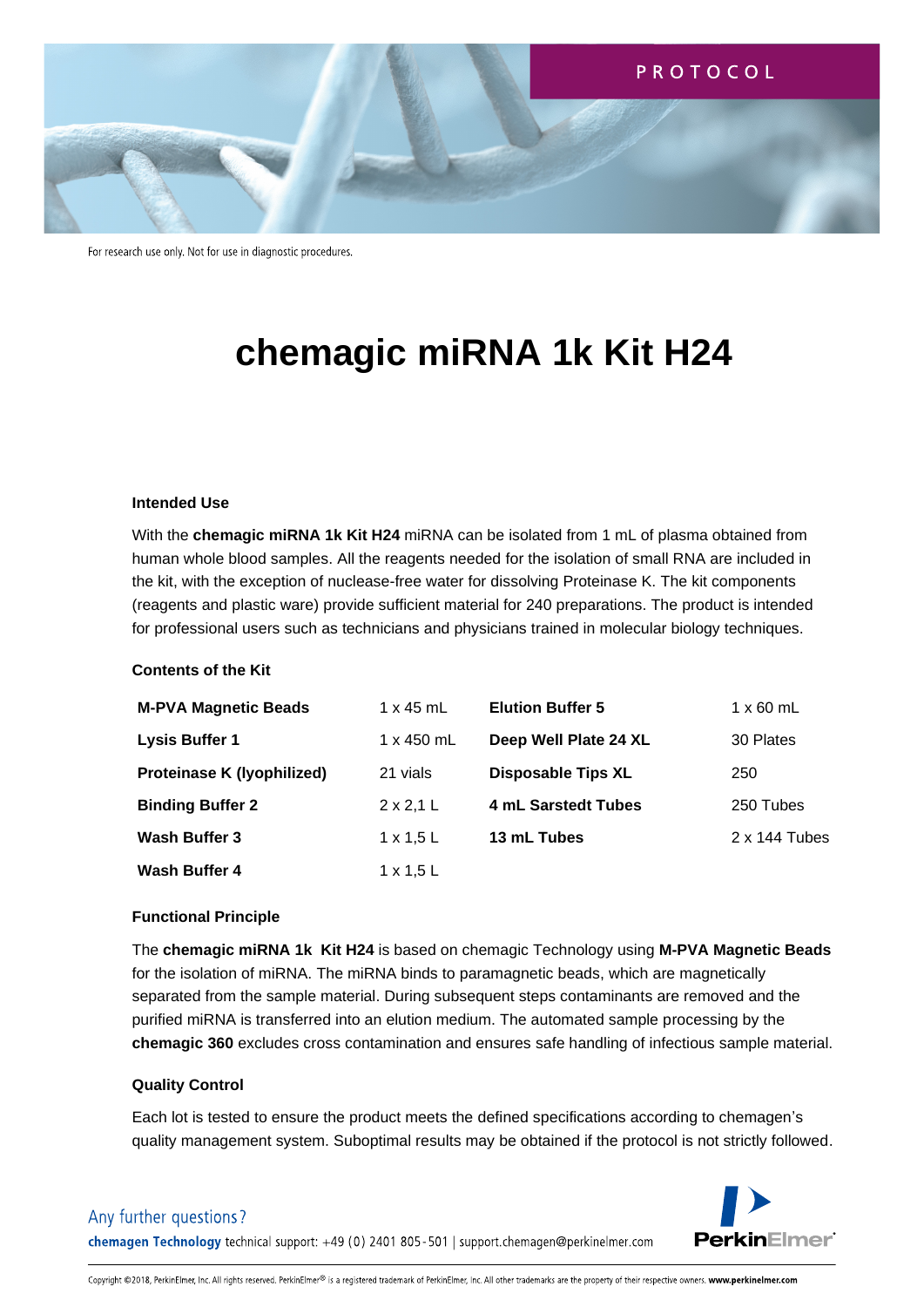PROTOCOL

For research use only. Not for use in diagnostic procedures.

# chemagic miRNA 1k Kit H24

### Intended Use

With the **chemagic miRNA 1k Kit H24** miRNA can be isolated from 1 mL of plasma obtained from human whole blood samples. All the reagents needed for the isolation of small RNA are included in the kit, with the exception of nuclease-free water for dissolving Proteinase K. The kit components (reagents and plastic ware) provide sufficient material for 240 preparations. The product is intended for professional users such as technicians and physicians trained in molecular biology techniques.

### Contents of the Kit

| | | | |
|---|---|---|---|
| **M-PVA Magnetic Beads** | 1 x 45 mL | **Elution Buffer 5** | 1 x 60 mL |
| **Lysis Buffer 1** | 1 x 450 mL | **Deep Well Plate 24 XL** | 30 Plates |
| **Proteinase K (lyophilized)** | 21 vials | **Disposable Tips XL** | 250 |
| **Binding Buffer 2** | 2 x 2,1 L | **4 mL Sarstedt Tubes** | 250 Tubes |
| **Wash Buffer 3** | 1 x 1,5 L | **13 mL Tubes** | 2 x 144 Tubes |
| **Wash Buffer 4** | 1 x 1,5 L | | |

### Functional Principle

The **chemagic miRNA 1k Kit H24** is based on chemagic Technology using **M-PVA Magnetic Beads** for the isolation of miRNA. The miRNA binds to paramagnetic beads, which are magnetically separated from the sample material. During subsequent steps contaminants are removed and the purified miRNA is transferred into an elution medium. The automated sample processing by the **chemagic 360** excludes cross contamination and ensures safe handling of infectious sample material.

### Quality Control

Each lot is tested to ensure the product meets the defined specifications according to chemagen's quality management system. Suboptimal results may be obtained if the protocol is not strictly followed.

Any further questions?

**chemagen Technology** technical support: +49 (0) 2401 805-501 | support.chemagen@perkinelmer.com

PerkinElmer

Copyright ©2018, PerkinElmer, Inc. All rights reserved. PerkinElmer® is a registered trademark of PerkinElmer, Inc. All other trademarks are the property of their respective owners. **www.perkinelmer.com**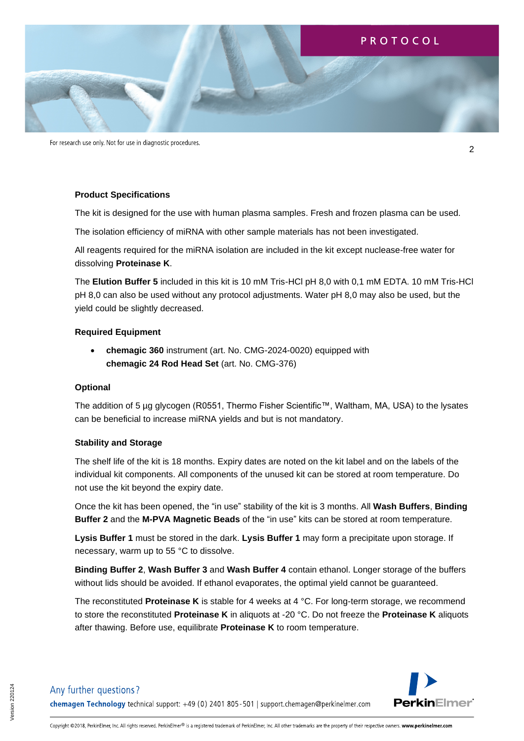For research use only. Not for use in diagnostic procedures.

### Product Specifications

The kit is designed for the use with human plasma samples. Fresh and frozen plasma can be used.

The isolation efficiency of miRNA with other sample materials has not been investigated.

All reagents required for the miRNA isolation are included in the kit except nuclease-free water for dissolving **Proteinase K**.

The **Elution Buffer 5** included in this kit is 10 mM Tris-HCl pH 8,0 with 0,1 mM EDTA. 10 mM Tris-HCl pH 8,0 can also be used without any protocol adjustments. Water pH 8,0 may also be used, but the yield could be slightly decreased.

### Required Equipment

- **chemagic 360** instrument (art. No. CMG-2024-0020) equipped with **chemagic 24 Rod Head Set** (art. No. CMG-376)

### Optional

The addition of 5 µg glycogen (R0551, Thermo Fisher Scientific™, Waltham, MA, USA) to the lysates can be beneficial to increase miRNA yields and but is not mandatory.

### Stability and Storage

The shelf life of the kit is 18 months. Expiry dates are noted on the kit label and on the labels of the individual kit components. All components of the unused kit can be stored at room temperature. Do not use the kit beyond the expiry date.

Once the kit has been opened, the "in use" stability of the kit is 3 months. All **Wash Buffers**, **Binding Buffer 2** and the **M-PVA Magnetic Beads** of the "in use" kits can be stored at room temperature.

**Lysis Buffer 1** must be stored in the dark. **Lysis Buffer 1** may form a precipitate upon storage. If necessary, warm up to 55 °C to dissolve.

**Binding Buffer 2**, **Wash Buffer 3** and **Wash Buffer 4** contain ethanol. Longer storage of the buffers without lids should be avoided. If ethanol evaporates, the optimal yield cannot be guaranteed.

The reconstituted **Proteinase K** is stable for 4 weeks at 4 °C. For long-term storage, we recommend to store the reconstituted **Proteinase K** in aliquots at -20 °C. Do not freeze the **Proteinase K** aliquots after thawing. Before use, equilibrate **Proteinase K** to room temperature.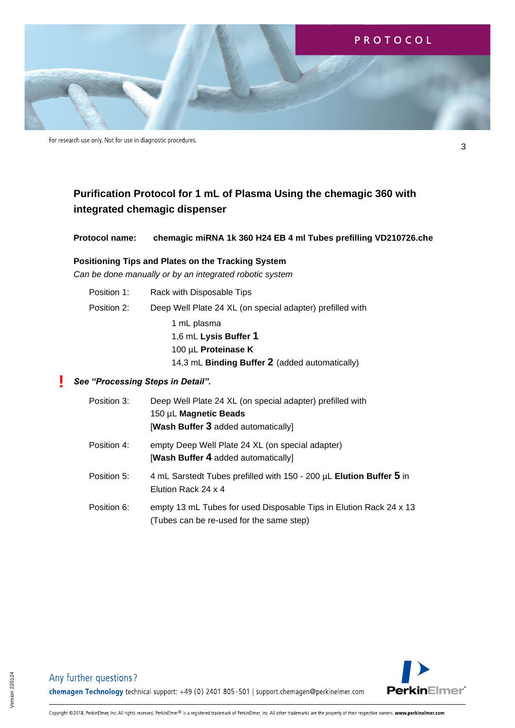For research use only. Not for use in diagnostic procedures.

## Purification Protocol for 1 mL of Plasma Using the chemagic 360 with integrated chemagic dispenser

**Protocol name:** **chemagic miRNA 1k 360 H24 EB 4 ml Tubes prefilling VD210726.che**

### Positioning Tips and Plates on the Tracking System

*Can be done manually or by an integrated robotic system*

Position 1: Rack with Disposable Tips

Position 2: Deep Well Plate 24 XL (on special adapter) prefilled with

- 1 mL plasma
- 1,6 mL **Lysis Buffer 1**
- 100 µL **Proteinase K**
- 14,3 mL **Binding Buffer 2** (added automatically)

**!** ***See "Processing Steps in Detail".***

Position 3: Deep Well Plate 24 XL (on special adapter) prefilled with 150 µL **Magnetic Beads** [**Wash Buffer 3** added automatically]

Position 4: empty Deep Well Plate 24 XL (on special adapter) [**Wash Buffer 4** added automatically]

Position 5: 4 mL Sarstedt Tubes prefilled with 150 - 200 µL **Elution Buffer 5** in Elution Rack 24 x 4

Position 6: empty 13 mL Tubes for used Disposable Tips in Elution Rack 24 x 13 (Tubes can be re-used for the same step)

Any further questions?

**chemagen Technology** technical support: +49 (0) 2401 805-501 | support.chemagen@perkinelmer.com

Version 220124

Copyright ©2018, PerkinElmer, Inc. All rights reserved. PerkinElmer® is a registered trademark of PerkinElmer, Inc. All other trademarks are the property of their respective owners. **www.perkinelmer.com**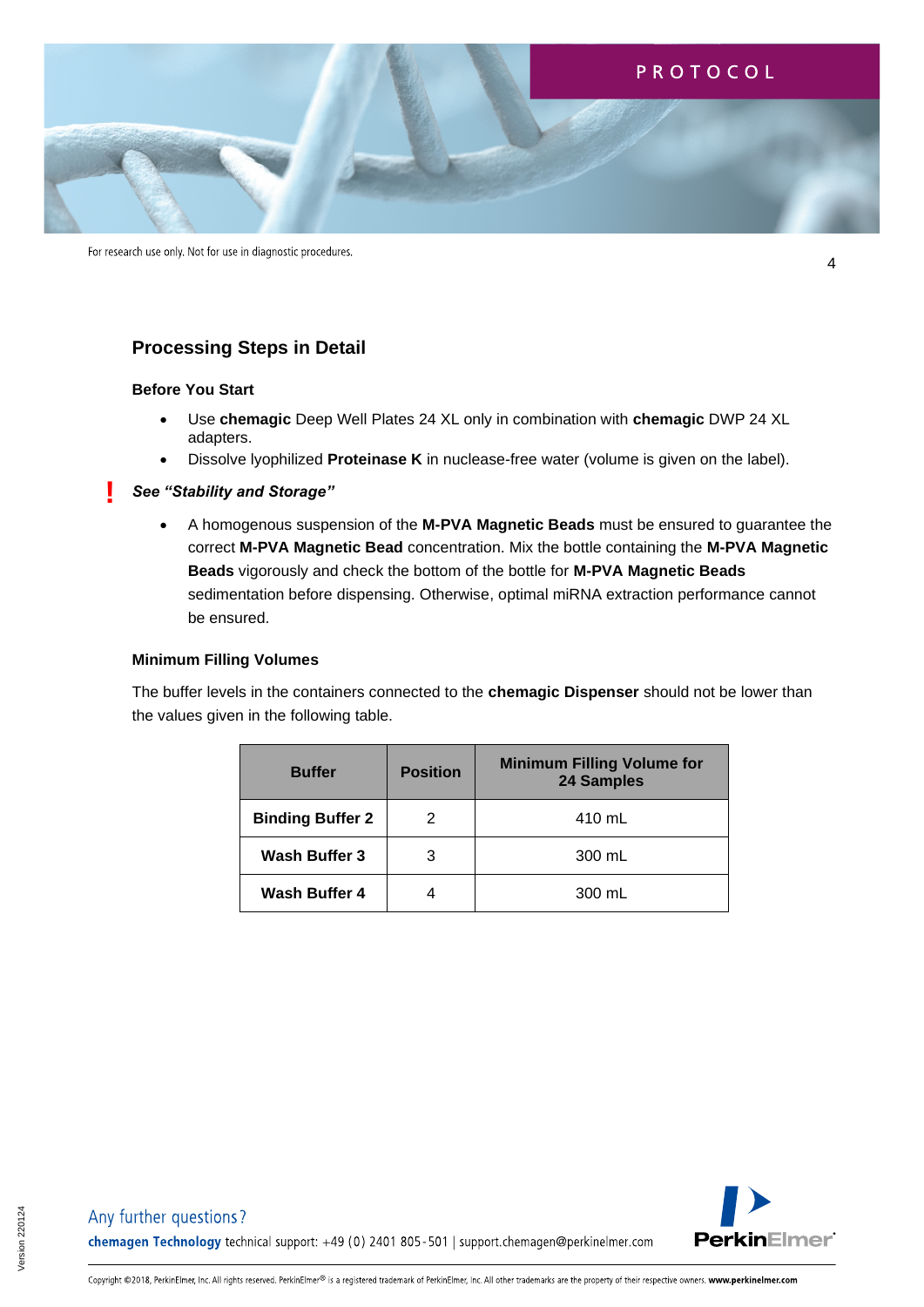## Processing Steps in Detail

### Before You Start

- Use **chemagic** Deep Well Plates 24 XL only in combination with **chemagic** DWP 24 XL adapters.
- Dissolve lyophilized **Proteinase K** in nuclease-free water (volume is given on the label).

**!** ***See "Stability and Storage"***

- A homogenous suspension of the **M-PVA Magnetic Beads** must be ensured to guarantee the correct **M-PVA Magnetic Bead** concentration. Mix the bottle containing the **M-PVA Magnetic Beads** vigorously and check the bottom of the bottle for **M-PVA Magnetic Beads** sedimentation before dispensing. Otherwise, optimal miRNA extraction performance cannot be ensured.

### Minimum Filling Volumes

The buffer levels in the containers connected to the **chemagic Dispenser** should not be lower than the values given in the following table.

| Buffer | Position | Minimum Filling Volume for 24 Samples |
|---|---|---|
| **Binding Buffer 2** | 2 | 410 mL |
| **Wash Buffer 3** | 3 | 300 mL |
| **Wash Buffer 4** | 4 | 300 mL |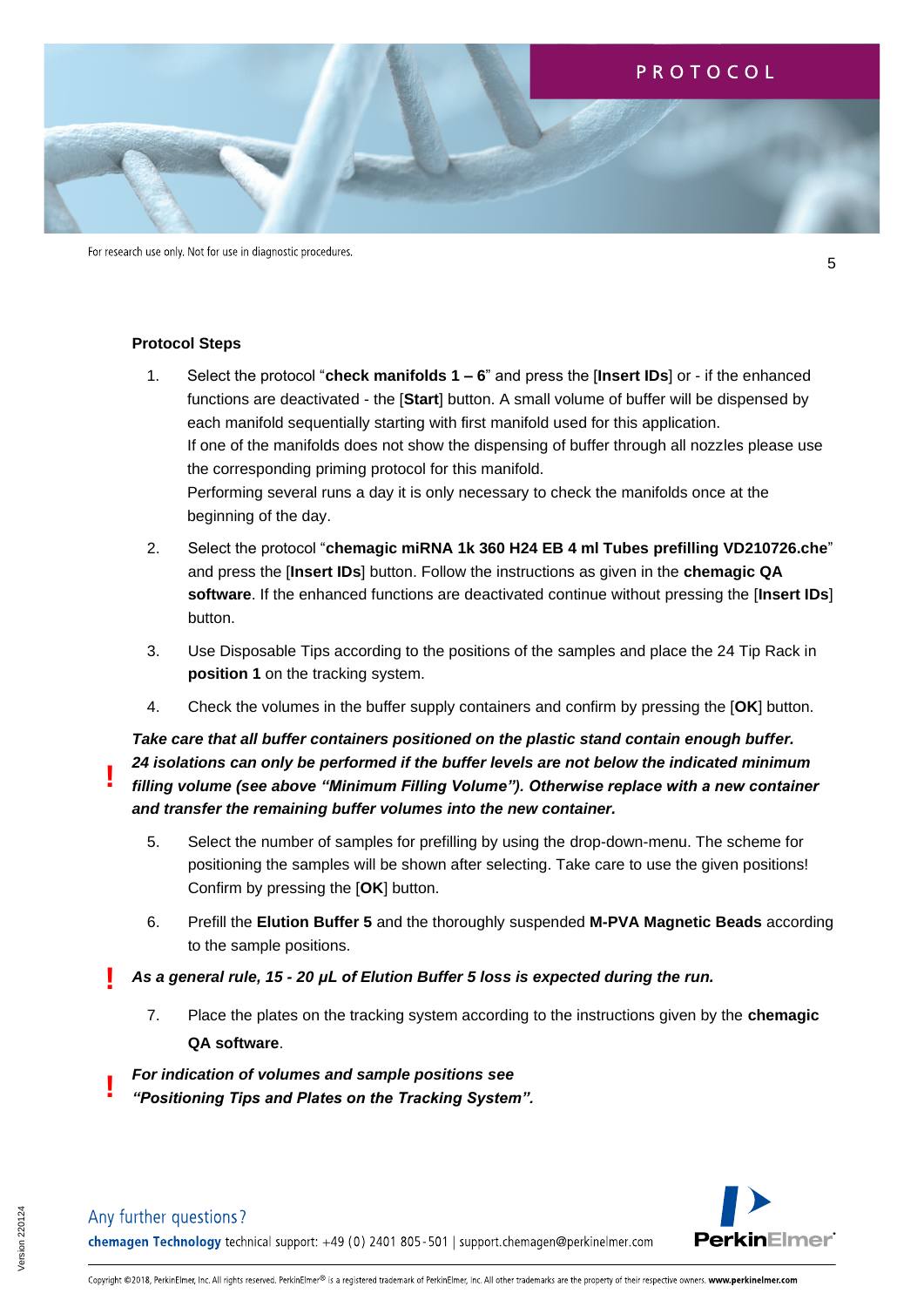### Protocol Steps

1. Select the protocol "**check manifolds 1 – 6**" and press the [**Insert IDs**] or - if the enhanced functions are deactivated - the [**Start**] button. A small volume of buffer will be dispensed by each manifold sequentially starting with first manifold used for this application.
   If one of the manifolds does not show the dispensing of buffer through all nozzles please use the corresponding priming protocol for this manifold.
   Performing several runs a day it is only necessary to check the manifolds once at the beginning of the day.

2. Select the protocol "**chemagic miRNA 1k 360 H24 EB 4 ml Tubes prefilling VD210726.che**" and press the [**Insert IDs**] button. Follow the instructions as given in the **chemagic QA software**. If the enhanced functions are deactivated continue without pressing the [**Insert IDs**] button.

3. Use Disposable Tips according to the positions of the samples and place the 24 Tip Rack in **position 1** on the tracking system.

4. Check the volumes in the buffer supply containers and confirm by pressing the [**OK**] button.

**!** ***Take care that all buffer containers positioned on the plastic stand contain enough buffer. 24 isolations can only be performed if the buffer levels are not below the indicated minimum filling volume (see above "Minimum Filling Volume"). Otherwise replace with a new container and transfer the remaining buffer volumes into the new container.***

5. Select the number of samples for prefilling by using the drop-down-menu. The scheme for positioning the samples will be shown after selecting. Take care to use the given positions! Confirm by pressing the [**OK**] button.

6. Prefill the **Elution Buffer 5** and the thoroughly suspended **M-PVA Magnetic Beads** according to the sample positions.

**!** ***As a general rule, 15 - 20 µL of Elution Buffer 5 loss is expected during the run.***

7. Place the plates on the tracking system according to the instructions given by the **chemagic QA software**.

**!** ***For indication of volumes and sample positions see "Positioning Tips and Plates on the Tracking System".***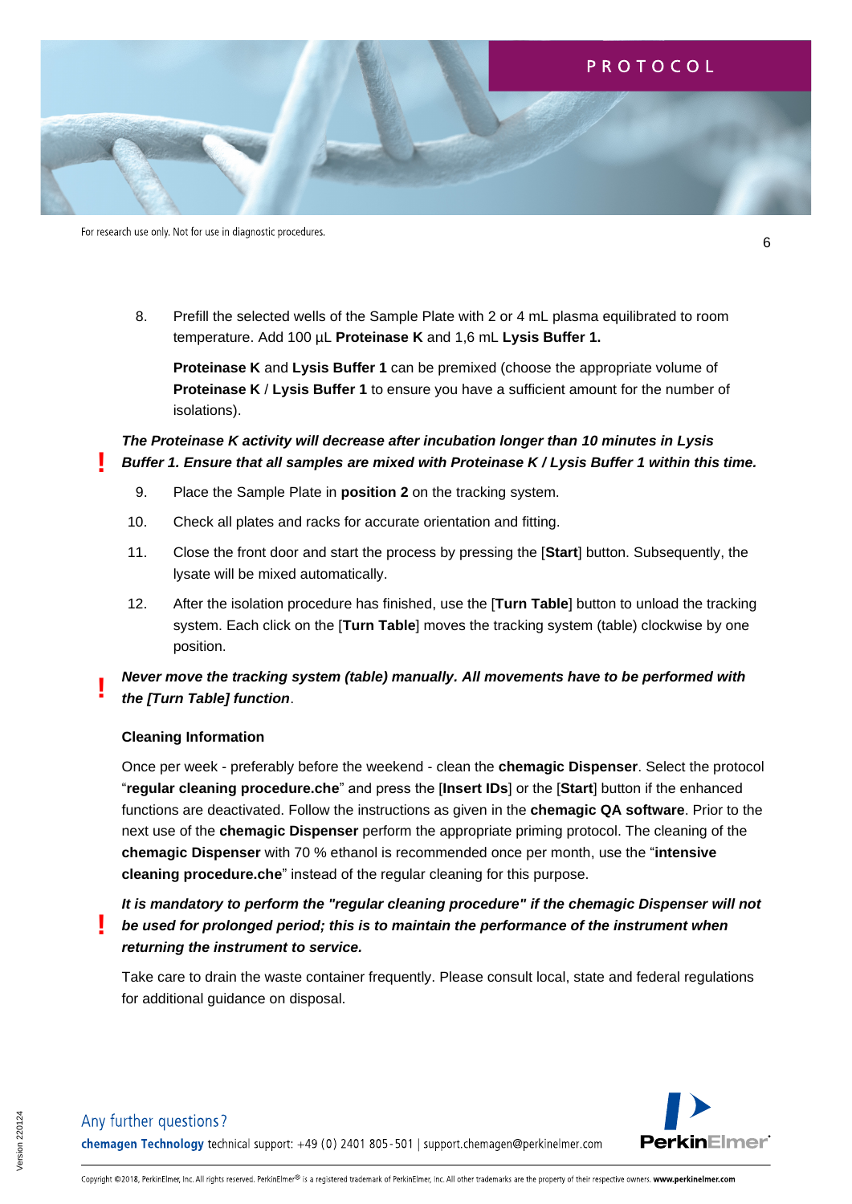8. Prefill the selected wells of the Sample Plate with 2 or 4 mL plasma equilibrated to room temperature. Add 100 µL **Proteinase K** and 1,6 mL **Lysis Buffer 1.**

   **Proteinase K** and **Lysis Buffer 1** can be premixed (choose the appropriate volume of **Proteinase K** / **Lysis Buffer 1** to ensure you have a sufficient amount for the number of isolations).

**!** ***The Proteinase K activity will decrease after incubation longer than 10 minutes in Lysis Buffer 1. Ensure that all samples are mixed with Proteinase K / Lysis Buffer 1 within this time.***

9. Place the Sample Plate in **position 2** on the tracking system.
10. Check all plates and racks for accurate orientation and fitting.
11. Close the front door and start the process by pressing the [**Start**] button. Subsequently, the lysate will be mixed automatically.
12. After the isolation procedure has finished, use the [**Turn Table**] button to unload the tracking system. Each click on the [**Turn Table**] moves the tracking system (table) clockwise by one position.

**!** ***Never move the tracking system (table) manually. All movements have to be performed with the [Turn Table] function***.

**Cleaning Information**

Once per week - preferably before the weekend - clean the **chemagic Dispenser**. Select the protocol "**regular cleaning procedure.che**" and press the [**Insert IDs**] or the [**Start**] button if the enhanced functions are deactivated. Follow the instructions as given in the **chemagic QA software**. Prior to the next use of the **chemagic Dispenser** perform the appropriate priming protocol. The cleaning of the **chemagic Dispenser** with 70 % ethanol is recommended once per month, use the "**intensive cleaning procedure.che**" instead of the regular cleaning for this purpose.

**!** ***It is mandatory to perform the "regular cleaning procedure" if the chemagic Dispenser will not be used for prolonged period; this is to maintain the performance of the instrument when returning the instrument to service.***

Take care to drain the waste container frequently. Please consult local, state and federal regulations for additional guidance on disposal.